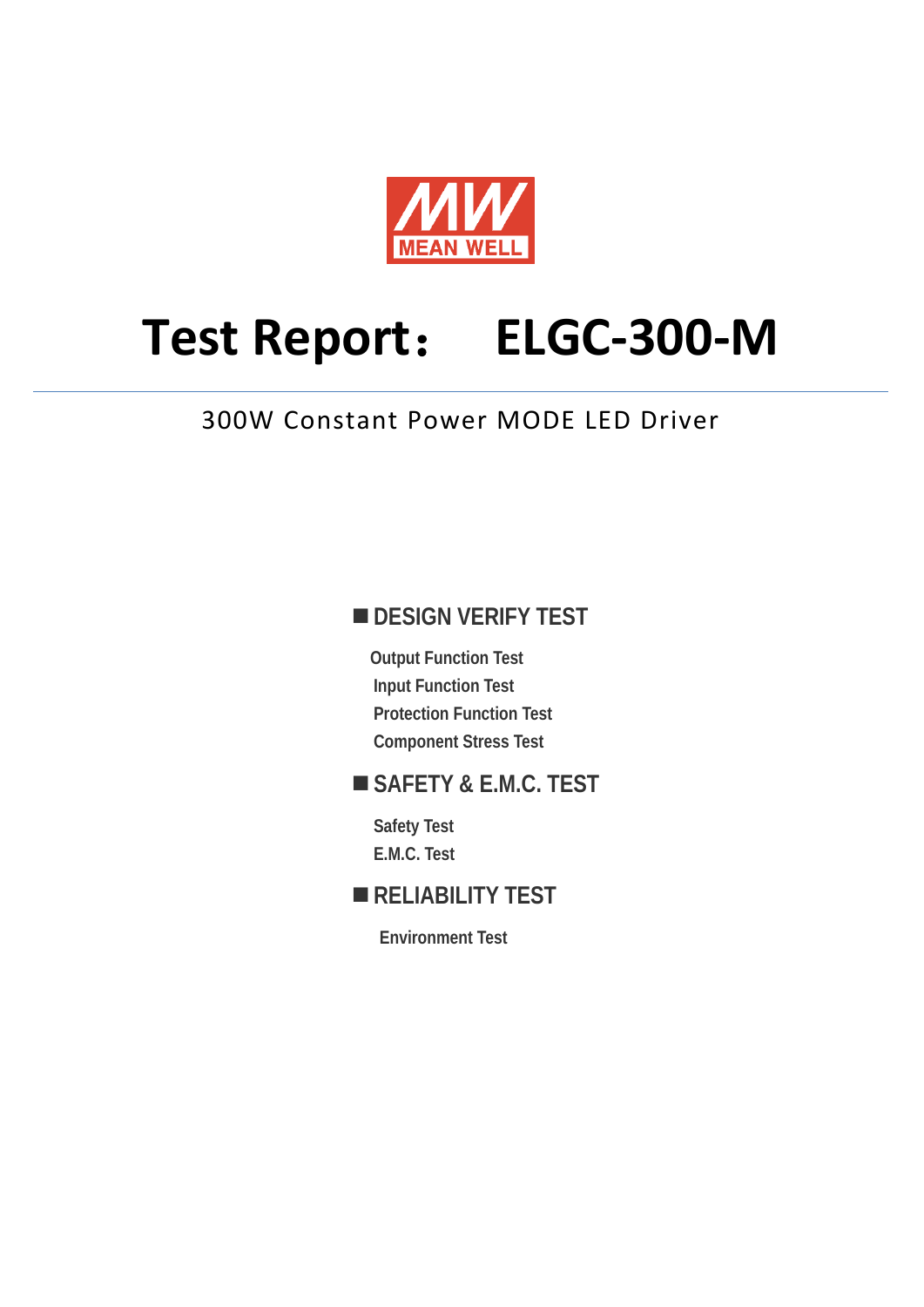MEAN WELL

# Test Report： ELGC-300-M

300W Constant Power MODE LED Driver

## ■ DESIGN VERIFY TEST

- Output Function Test
- Input Function Test
- Protection Function Test
- Component Stress Test

## ■ SAFETY & E.M.C. TEST

- Safety Test
- E.M.C. Test

## ■ RELIABILITY TEST

- Environment Test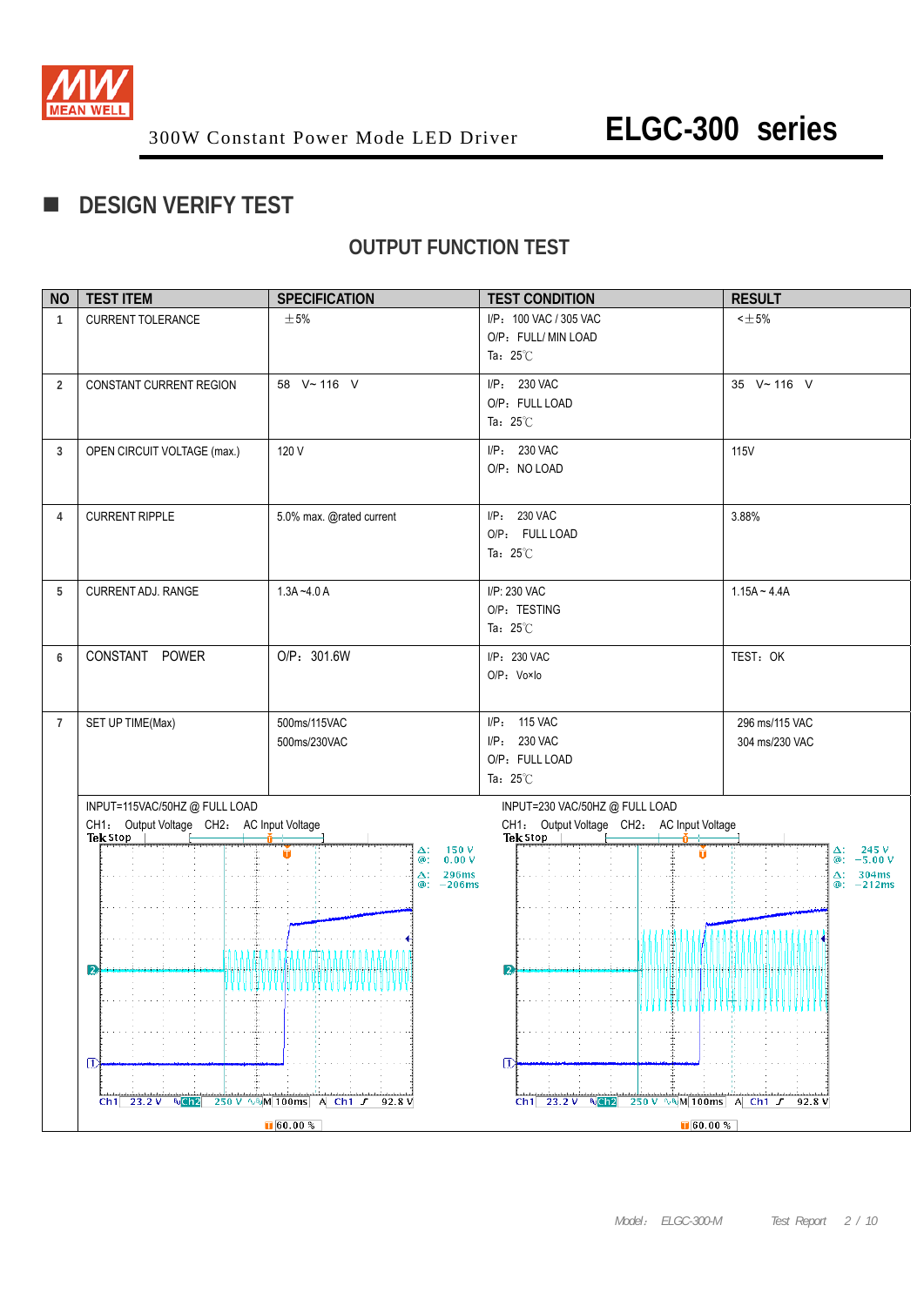300W Constant Power Mode LED Driver **ELGC-300 series**

## ■ DESIGN VERIFY TEST

### OUTPUT FUNCTION TEST

| NO | TEST ITEM | SPECIFICATION | TEST CONDITION | RESULT |
|---|---|---|---|---|
| 1 | CURRENT TOLERANCE | ±5% | I/P: 100 VAC / 305 VAC<br>O/P: FULL/ MIN LOAD<br>Ta: 25℃ | <±5% |
| 2 | CONSTANT CURRENT REGION | 58 V~ 116 V | I/P: 230 VAC<br>O/P: FULL LOAD<br>Ta: 25℃ | 35 V~ 116 V |
| 3 | OPEN CIRCUIT VOLTAGE (max.) | 120 V | I/P: 230 VAC<br>O/P: NO LOAD | 115V |
| 4 | CURRENT RIPPLE | 5.0% max. @rated current | I/P: 230 VAC<br>O/P: FULL LOAD<br>Ta: 25℃ | 3.88% |
| 5 | CURRENT ADJ. RANGE | 1.3A ~4.0 A | I/P: 230 VAC<br>O/P: TESTING<br>Ta: 25℃ | 1.15A ~ 4.4A |
| 6 | CONSTANT POWER | O/P: 301.6W | I/P: 230 VAC<br>O/P: Vo×Io | TEST: OK |
| 7 | SET UP TIME(Max) | 500ms/115VAC<br>500ms/230VAC | I/P: 115 VAC<br>I/P: 230 VAC<br>O/P: FULL LOAD<br>Ta: 25℃ | 296 ms/115 VAC<br>304 ms/230 VAC |

INPUT=115VAC/50HZ @ FULL LOAD
CH1: Output Voltage CH2: AC Input Voltage

INPUT=230 VAC/50HZ @ FULL LOAD
CH1: Output Voltage CH2: AC Input Voltage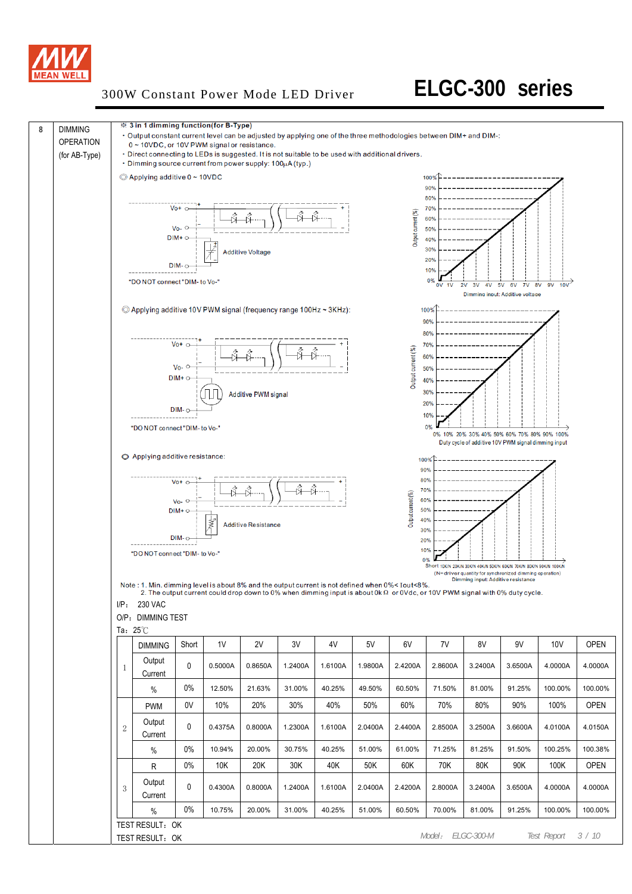# ELGC-300 series

300W Constant Power Mode LED Driver

| 8 | DIMMING OPERATION (for AB-Type) |
|---|---|

※ **3 in 1 dimming function(for B-Type)**

- Output constant current level can be adjusted by applying one of the three methodologies between DIM+ and DIM-: 0 ~ 10VDC, or 10V PWM signal or resistance.
- Direct connecting to LEDs is suggested. It is not suitable to be used with additional drivers.
- Dimming source current from power supply: 100μA (typ.)

◎ Applying additive 0 ~ 10VDC

Vo+, Vo-, DIM+, DIM-, Additive Voltage

"DO NOT connect "DIM- to Vo-"

Output current (%) — Dimming input: Additive voltage (0V 1V 2V 3V 4V 5V 6V 7V 8V 9V 10V)

◎ Applying additive 10V PWM signal (frequency range 100Hz ~ 3KHz):

Vo+, Vo-, DIM+, DIM-, Additive PWM signal

"DO NOT connect "DIM- to Vo-"

Output current (%) — Duty cycle of additive 10V PWM signal dimming input (0% 10% 20% 30% 40% 50% 60% 70% 80% 90% 100%)

◎ Applying additive resistance:

Vo+, Vo-, DIM+, DIM-, Additive Resistance

"DO NOT connect "DIM- to Vo-"

Output current (%) — Short 10K/N 20K/N 30K/N 40K/N 50K/N 60K/N 70K/N 80K/N 90K/N 100K/N (N=driver quantity for synchronized dimming operation) Dimming input: Additive resistance

Note : 1. Min. dimming level is about 8% and the output current is not defined when 0%< Iout<8%.
2. The output current could drop down to 0% when dimming input is about 0kΩ or 0Vdc, or 10V PWM signal with 0% duty cycle.

I/P: 230 VAC

O/P: DIMMING TEST

Ta: 25℃

| | DIMMING | Short | 1V | 2V | 3V | 4V | 5V | 6V | 7V | 8V | 9V | 10V | OPEN |
|---|---|---|---|---|---|---|---|---|---|---|---|---|---|
| 1 | Output Current | 0 | 0.5000A | 0.8650A | 1.2400A | 1.6100A | 1.9800A | 2.4200A | 2.8600A | 3.2400A | 3.6500A | 4.0000A | 4.0000A |
| | % | 0% | 12.50% | 21.63% | 31.00% | 40.25% | 49.50% | 60.50% | 71.50% | 81.00% | 91.25% | 100.00% | 100.00% |
| | PWM | 0V | 10% | 20% | 30% | 40% | 50% | 60% | 70% | 80% | 90% | 100% | OPEN |
| 2 | Output Current | 0 | 0.4375A | 0.8000A | 1.2300A | 1.6100A | 2.0400A | 2.4400A | 2.8500A | 3.2500A | 3.6600A | 4.0100A | 4.0150A |
| | % | 0% | 10.94% | 20.00% | 30.75% | 40.25% | 51.00% | 61.00% | 71.25% | 81.25% | 91.50% | 100.25% | 100.38% |
| | R | 0% | 10K | 20K | 30K | 40K | 50K | 60K | 70K | 80K | 90K | 100K | OPEN |
| 3 | Output Current | 0 | 0.4300A | 0.8000A | 1.2400A | 1.6100A | 2.0400A | 2.4200A | 2.8000A | 3.2400A | 3.6500A | 4.0000A | 4.0000A |
| | % | 0% | 10.75% | 20.00% | 31.00% | 40.25% | 51.00% | 60.50% | 70.00% | 81.00% | 91.25% | 100.00% | 100.00% |

TEST RESULT: OK

TEST RESULT: OK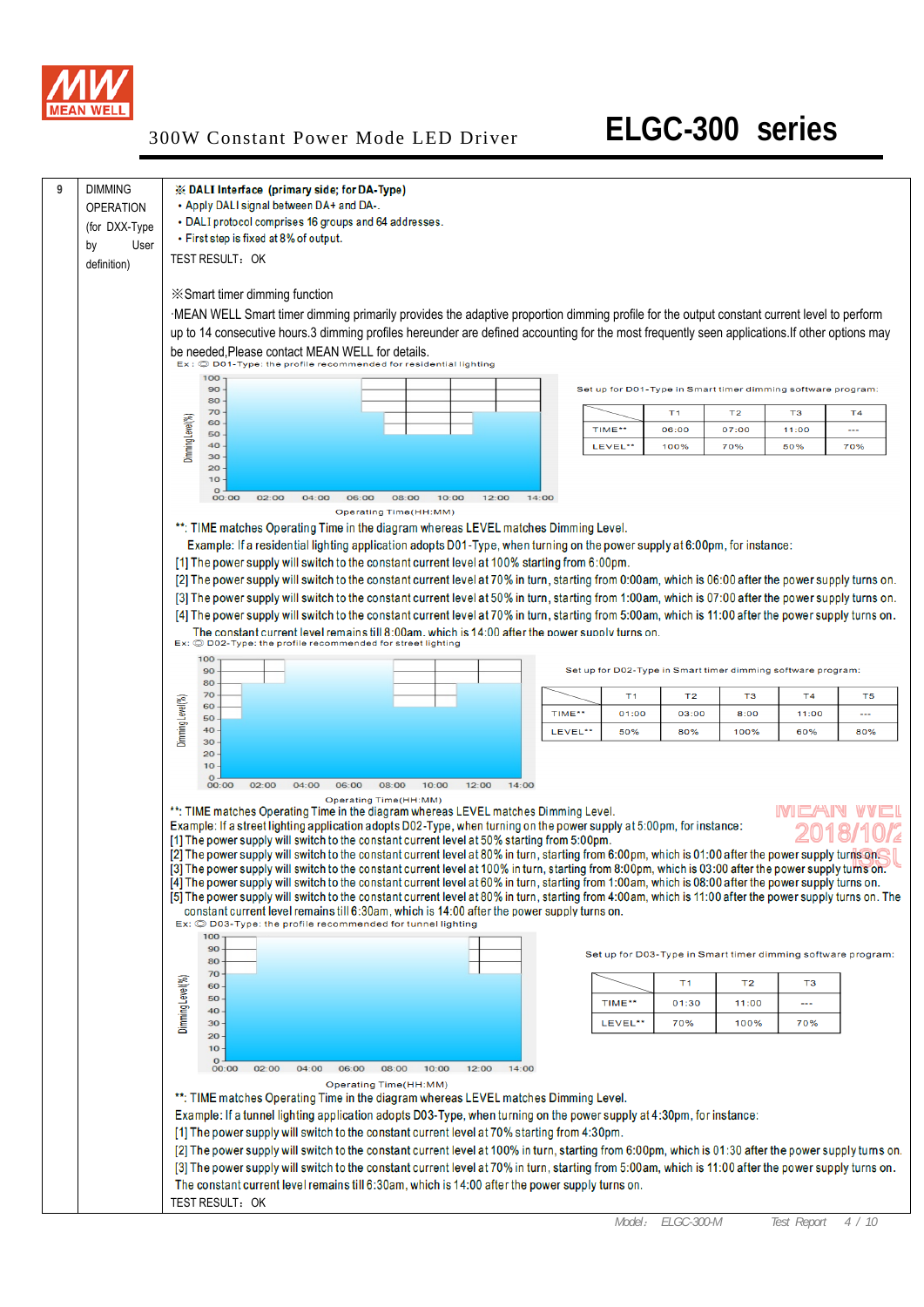| 9 | DIMMING OPERATION (for DXX-Type by User definition) | ※ **DALI Interface (primary side; for DA-Type)** • Apply DALI signal between DA+ and DA-. • DALI protocol comprises 16 groups and 64 addresses. • First step is fixed at 8% of output. TEST RESULT：OK |
|---|---|---|

※Smart timer dimming function

·MEAN WELL Smart timer dimming primarily provides the adaptive proportion dimming profile for the output constant current level to perform up to 14 consecutive hours.3 dimming profiles hereunder are defined accounting for the most frequently seen applications.If other options may be needed,Please contact MEAN WELL for details.

Ex : ◎ D01-Type: the profile recommended for residential lighting

Set up for D01-Type in Smart timer dimming software program:

| | T1 | T2 | T3 | T4 |
|---|---|---|---|---|
| TIME** | 06:00 | 07:00 | 11:00 | --- |
| LEVEL** | 100% | 70% | 50% | 70% |

**: TIME matches Operating Time in the diagram whereas LEVEL matches Dimming Level.

Example: If a residential lighting application adopts D01-Type, when turning on the power supply at 6:00pm, for instance:

[1] The power supply will switch to the constant current level at 100% starting from 6:00pm.

[2] The power supply will switch to the constant current level at 70% in turn, starting from 0:00am, which is 06:00 after the power supply turns on.

[3] The power supply will switch to the constant current level at 50% in turn, starting from 1:00am, which is 07:00 after the power supply turns on.

[4] The power supply will switch to the constant current level at 70% in turn, starting from 5:00am, which is 11:00 after the power supply turns on.

The constant current level remains till 8:00am, which is 14:00 after the power supply turns on.

Ex: ◎ D02-Type: the profile recommended for street lighting

Set up for D02-Type in Smart timer dimming software program:

| | T1 | T2 | T3 | T4 | T5 |
|---|---|---|---|---|---|
| TIME** | 01:00 | 03:00 | 8:00 | 11:00 | --- |
| LEVEL** | 50% | 80% | 100% | 60% | 80% |

**: TIME matches Operating Time in the diagram whereas LEVEL matches Dimming Level.

Example: If a street lighting application adopts D02-Type, when turning on the power supply at 5:00pm, for instance:

[1] The power supply will switch to the constant current level at 50% starting from 5:00pm.

[2] The power supply will switch to the constant current level at 80% in turn, starting from 6:00pm, which is 01:00 after the power supply turns on.

[3] The power supply will switch to the constant current level at 100% in turn, starting from 8:00pm, which is 03:00 after the power supply turns on.

[4] The power supply will switch to the constant current level at 60% in turn, starting from 1:00am, which is 08:00 after the power supply turns on.

[5] The power supply will switch to the constant current level at 80% in turn, starting from 4:00am, which is 11:00 after the power supply turns on. The constant current level remains till 6:30am, which is 14:00 after the power supply turns on.

Ex: ◎ D03-Type: the profile recommended for tunnel lighting

Set up for D03-Type in Smart timer dimming software program:

| | T1 | T2 | T3 |
|---|---|---|---|
| TIME** | 01:30 | 11:00 | --- |
| LEVEL** | 70% | 100% | 70% |

**: TIME matches Operating Time in the diagram whereas LEVEL matches Dimming Level.

Example: If a tunnel lighting application adopts D03-Type, when turning on the power supply at 4:30pm, for instance:

[1] The power supply will switch to the constant current level at 70% starting from 4:30pm.

[2] The power supply will switch to the constant current level at 100% in turn, starting from 6:00pm, which is 01:30 after the power supply turns on.

[3] The power supply will switch to the constant current level at 70% in turn, starting from 5:00am, which is 11:00 after the power supply turns on.

The constant current level remains till 6:30am, which is 14:00 after the power supply turns on.

TEST RESULT：OK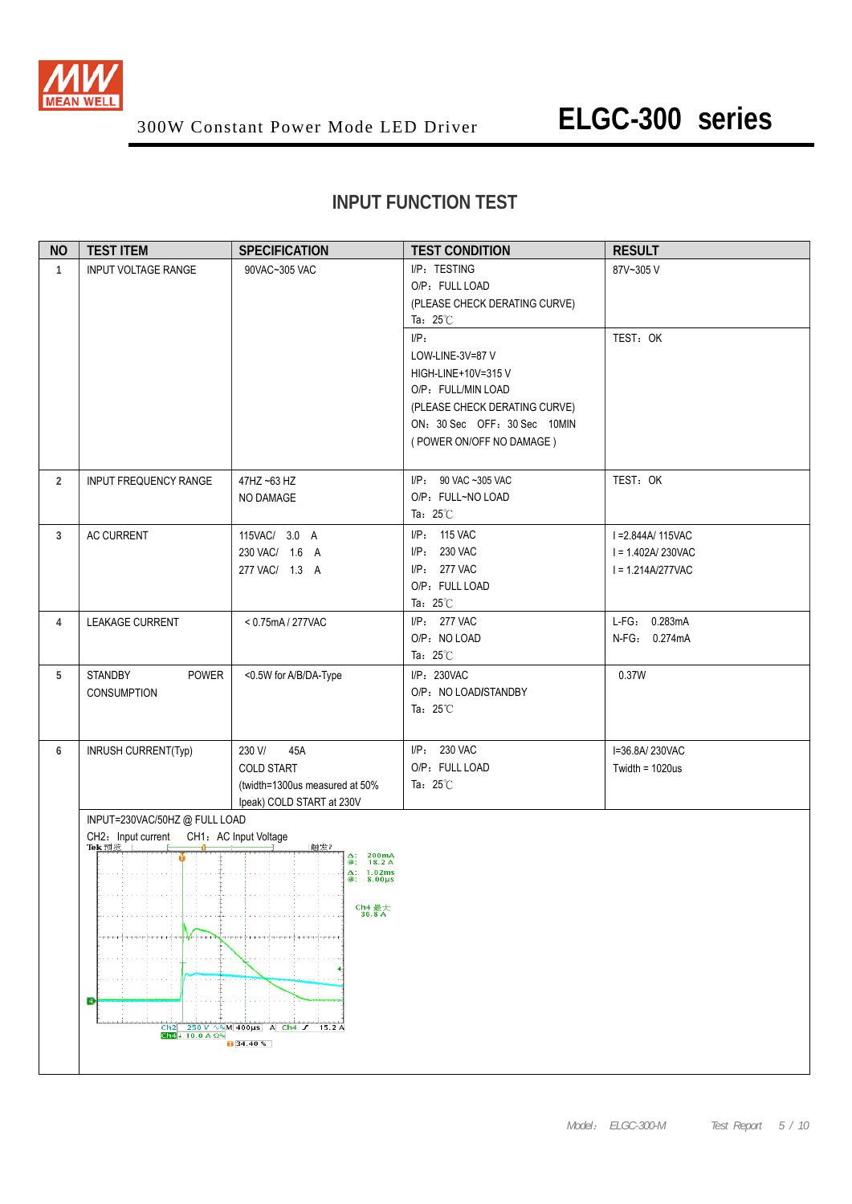## INPUT FUNCTION TEST

| NO | TEST ITEM | SPECIFICATION | TEST CONDITION | RESULT |
|---|---|---|---|---|
| 1 | INPUT VOLTAGE RANGE | 90VAC~305 VAC | I/P：TESTING<br>O/P：FULL LOAD<br>(PLEASE CHECK DERATING CURVE)<br>Ta：25℃ | 87V~305 V |
| | | | I/P：<br>LOW-LINE-3V=87 V<br>HIGH-LINE+10V=315 V<br>O/P：FULL/MIN LOAD<br>(PLEASE CHECK DERATING CURVE)<br>ON：30 Sec　OFF：30 Sec　10MIN<br>( POWER ON/OFF NO DAMAGE ) | TEST：OK |
| 2 | INPUT FREQUENCY RANGE | 47HZ ~63 HZ<br>NO DAMAGE | I/P：　90 VAC ~305 VAC<br>O/P：FULL~NO LOAD<br>Ta：25℃ | TEST：OK |
| 3 | AC CURRENT | 115VAC/　3.0　A<br>230 VAC/　1.6　A<br>277 VAC/　1.3　A | I/P：　115 VAC<br>I/P：　230 VAC<br>I/P：　277 VAC<br>O/P：FULL LOAD<br>Ta：25℃ | I =2.844A/ 115VAC<br>I = 1.402A/ 230VAC<br>I = 1.214A/277VAC |
| 4 | LEAKAGE CURRENT | < 0.75mA / 277VAC | I/P：　277 VAC<br>O/P：NO LOAD<br>Ta：25℃ | L-FG：　0.283mA<br>N-FG：　0.274mA |
| 5 | STANDBY POWER CONSUMPTION | <0.5W for A/B/DA-Type | I/P：230VAC<br>O/P：NO LOAD/STANDBY<br>Ta：25℃ | 0.37W |
| 6 | INRUSH CURRENT(Typ) | 230 V/　　45A<br>COLD START<br>(twidth=1300us measured at 50% Ipeak) COLD START at 230V | I/P：　230 VAC<br>O/P：FULL LOAD<br>Ta：25℃ | I=36.8A/ 230VAC<br>Twidth = 1020us |

INPUT=230VAC/50HZ @ FULL LOAD

CH2：Input current　　CH1：AC Input Voltage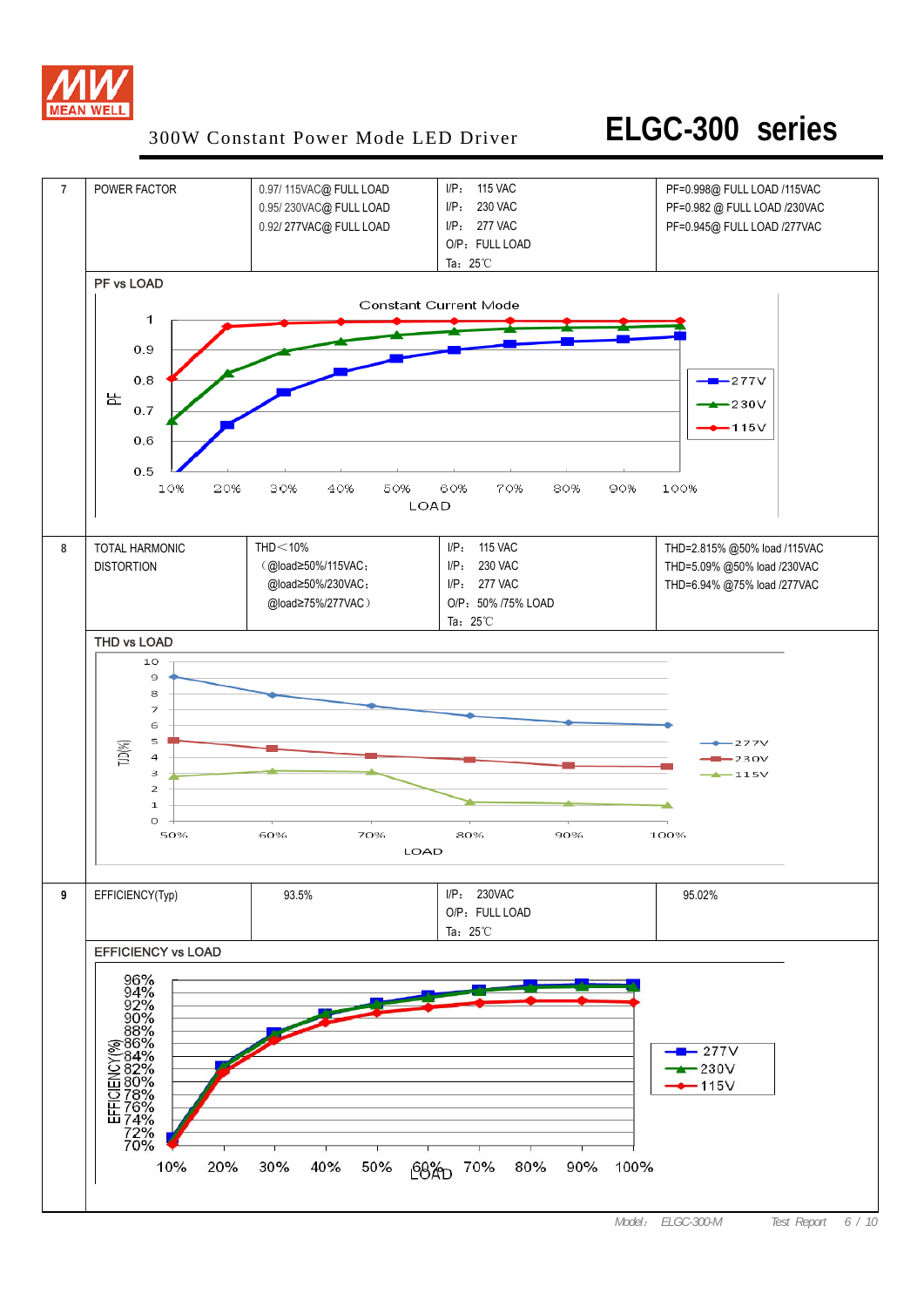# 300W Constant Power Mode LED Driver — ELGC-300 series

| 7 | POWER FACTOR | 0.97/ 115VAC@ FULL LOAD<br>0.95/ 230VAC@ FULL LOAD<br>0.92/ 277VAC@ FULL LOAD | I/P： 115 VAC<br>I/P： 230 VAC<br>I/P： 277 VAC<br>O/P： FULL LOAD<br>Ta：25℃ | PF=0.998@ FULL LOAD /115VAC<br>PF=0.982 @ FULL LOAD /230VAC<br>PF=0.945@ FULL LOAD /277VAC |
|---|---|---|---|---|

**PF vs LOAD**

Constant Current Mode

| 8 | TOTAL HARMONIC DISTORTION | THD＜10%<br>（@load≥50%/115VAC;<br>@load≥50%/230VAC;<br>@load≥75%/277VAC） | I/P： 115 VAC<br>I/P： 230 VAC<br>I/P： 277 VAC<br>O/P：50% /75% LOAD<br>Ta：25℃ | THD=2.815% @50% load /115VAC<br>THD=5.09% @50% load /230VAC<br>THD=6.94% @75% load /277VAC |
|---|---|---|---|---|

**THD vs LOAD**

| 9 | EFFICIENCY(Typ) | 93.5% | I/P： 230VAC<br>O/P： FULL LOAD<br>Ta：25℃ | 95.02% |
|---|---|---|---|---|

**EFFICIENCY vs LOAD**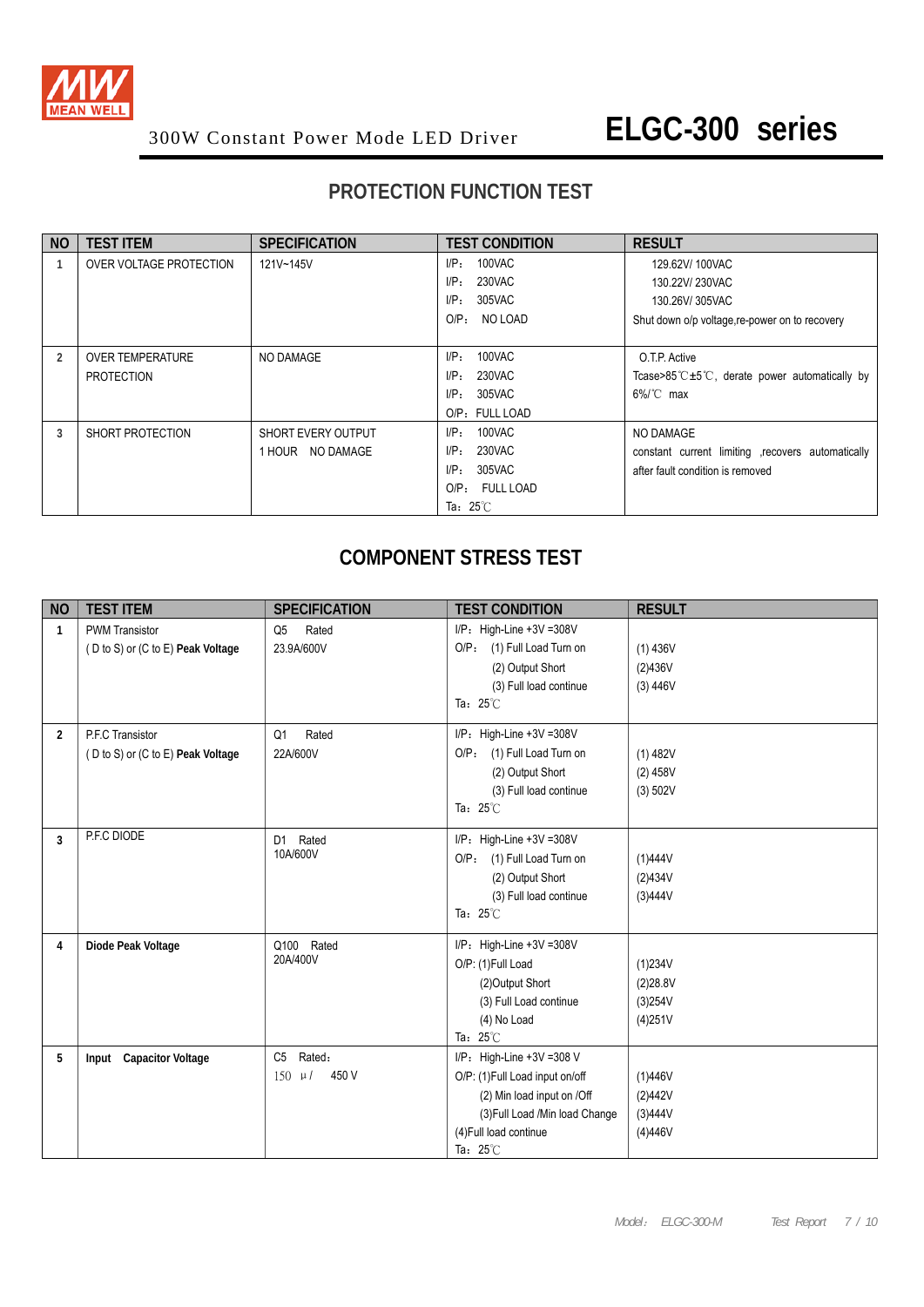300W Constant Power Mode LED Driver **ELGC-300 series**

## PROTECTION FUNCTION TEST

| NO | TEST ITEM | SPECIFICATION | TEST CONDITION | RESULT |
|---|---|---|---|---|
| 1 | OVER VOLTAGE PROTECTION | 121V~145V | I/P: 100VAC<br>I/P: 230VAC<br>I/P: 305VAC<br>O/P: NO LOAD | 129.62V/ 100VAC<br>130.22V/ 230VAC<br>130.26V/ 305VAC<br>Shut down o/p voltage,re-power on to recovery |
| 2 | OVER TEMPERATURE PROTECTION | NO DAMAGE | I/P: 100VAC<br>I/P: 230VAC<br>I/P: 305VAC<br>O/P: FULL LOAD | O.T.P. Active<br>Tcase>85℃±5℃, derate power automatically by 6%/℃ max |
| 3 | SHORT PROTECTION | SHORT EVERY OUTPUT<br>1 HOUR NO DAMAGE | I/P: 100VAC<br>I/P: 230VAC<br>I/P: 305VAC<br>O/P: FULL LOAD<br>Ta: 25℃ | NO DAMAGE<br>constant current limiting ,recovers automatically after fault condition is removed |

## COMPONENT STRESS TEST

| NO | TEST ITEM | SPECIFICATION | TEST CONDITION | RESULT |
|---|---|---|---|---|
| 1 | PWM Transistor<br>( D to S) or (C to E) **Peak Voltage** | Q5 Rated<br>23.9A/600V | I/P: High-Line +3V =308V<br>O/P: (1) Full Load Turn on<br>(2) Output Short<br>(3) Full load continue<br>Ta: 25℃ | (1) 436V<br>(2)436V<br>(3) 446V |
| 2 | P.F.C Transistor<br>( D to S) or (C to E) **Peak Voltage** | Q1 Rated<br>22A/600V | I/P: High-Line +3V =308V<br>O/P: (1) Full Load Turn on<br>(2) Output Short<br>(3) Full load continue<br>Ta: 25℃ | (1) 482V<br>(2) 458V<br>(3) 502V |
| 3 | P.F.C DIODE | D1 Rated<br>10A/600V | I/P: High-Line +3V =308V<br>O/P: (1) Full Load Turn on<br>(2) Output Short<br>(3) Full load continue<br>Ta: 25℃ | (1)444V<br>(2)434V<br>(3)444V |
| 4 | **Diode Peak Voltage** | Q100 Rated<br>20A/400V | I/P: High-Line +3V =308V<br>O/P: (1)Full Load<br>(2)Output Short<br>(3) Full Load continue<br>(4) No Load<br>Ta: 25℃ | (1)234V<br>(2)28.8V<br>(3)254V<br>(4)251V |
| 5 | **Input Capacitor Voltage** | C5 Rated:<br>150 μ/ 450 V | I/P: High-Line +3V =308 V<br>O/P: (1)Full Load input on/off<br>(2) Min load input on /Off<br>(3)Full Load /Min load Change<br>(4)Full load continue<br>Ta: 25℃ | (1)446V<br>(2)442V<br>(3)444V<br>(4)446V |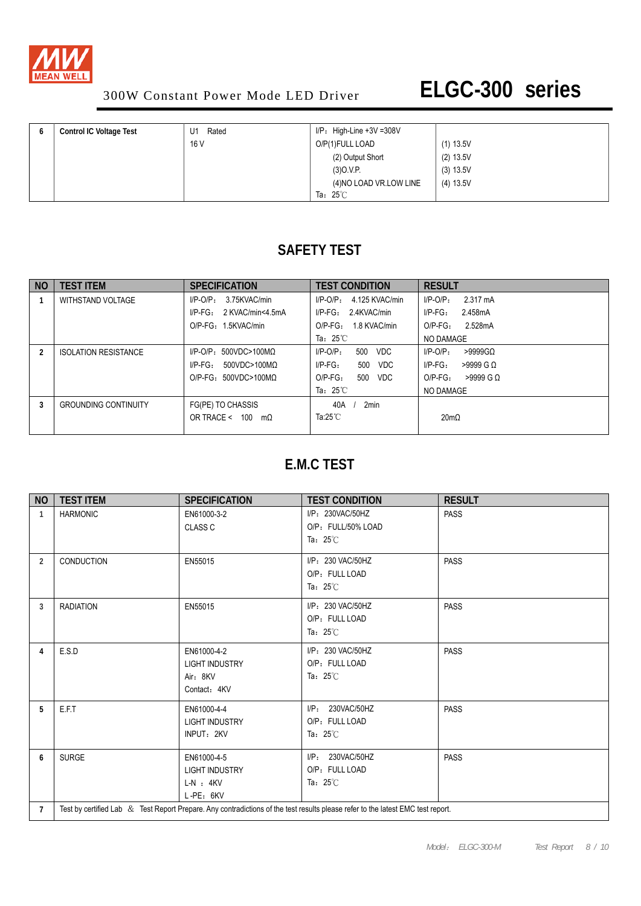300W Constant Power Mode LED Driver

# ELGC-300 series

| 6 | Control IC Voltage Test | U1 Rated<br>16 V | I/P：High-Line +3V =308V<br>O/P(1)FULL LOAD<br>(2) Output Short<br>(3)O.V.P.<br>(4)NO LOAD VR.LOW LINE<br>Ta：25℃ | (1) 13.5V<br>(2) 13.5V<br>(3) 13.5V<br>(4) 13.5V |
|---|---|---|---|---|

## SAFETY TEST

| NO | TEST ITEM | SPECIFICATION | TEST CONDITION | RESULT |
|---|---|---|---|---|
| 1 | WITHSTAND VOLTAGE | I/P-O/P： 3.75KVAC/min<br>I/P-FG： 2 KVAC/min<4.5mA<br>O/P-FG：1.5KVAC/min | I/P-O/P： 4.125 KVAC/min<br>I/P-FG： 2.4KVAC/min<br>O/P-FG： 1.8 KVAC/min<br>Ta：25℃ | I/P-O/P： 2.317 mA<br>I/P-FG： 2.458mA<br>O/P-FG： 2.528mA<br>NO DAMAGE |
| 2 | ISOLATION RESISTANCE | I/P-O/P：500VDC>100MΩ<br>I/P-FG： 500VDC>100MΩ<br>O/P-FG：500VDC>100MΩ | I/P-O/P： 500 VDC<br>I/P-FG： 500 VDC<br>O/P-FG： 500 VDC<br>Ta：25℃ | I/P-O/P： >9999GΩ<br>I/P-FG： >9999 G Ω<br>O/P-FG： >9999 G Ω<br>NO DAMAGE |
| 3 | GROUNDING CONTINUITY | FG(PE) TO CHASSIS<br>OR TRACE < 100 mΩ | 40A / 2min<br>Ta:25℃ | 20mΩ |

## E.M.C TEST

| NO | TEST ITEM | SPECIFICATION | TEST CONDITION | RESULT |
|---|---|---|---|---|
| 1 | HARMONIC | EN61000-3-2<br>CLASS C | I/P：230VAC/50HZ<br>O/P：FULL/50% LOAD<br>Ta：25℃ | PASS |
| 2 | CONDUCTION | EN55015 | I/P：230 VAC/50HZ<br>O/P：FULL LOAD<br>Ta：25℃ | PASS |
| 3 | RADIATION | EN55015 | I/P：230 VAC/50HZ<br>O/P：FULL LOAD<br>Ta：25℃ | PASS |
| 4 | E.S.D | EN61000-4-2<br>LIGHT INDUSTRY<br>Air：8KV<br>Contact：4KV | I/P：230 VAC/50HZ<br>O/P：FULL LOAD<br>Ta：25℃ | PASS |
| 5 | E.F.T | EN61000-4-4<br>LIGHT INDUSTRY<br>INPUT：2KV | I/P： 230VAC/50HZ<br>O/P：FULL LOAD<br>Ta：25℃ | PASS |
| 6 | SURGE | EN61000-4-5<br>LIGHT INDUSTRY<br>L-N ：4KV<br>L-PE：6KV | I/P： 230VAC/50HZ<br>O/P：FULL LOAD<br>Ta：25℃ | PASS |
| 7 | Test by certified Lab ＆ Test Report Prepare. Any contradictions of the test results please refer to the latest EMC test report. | | | |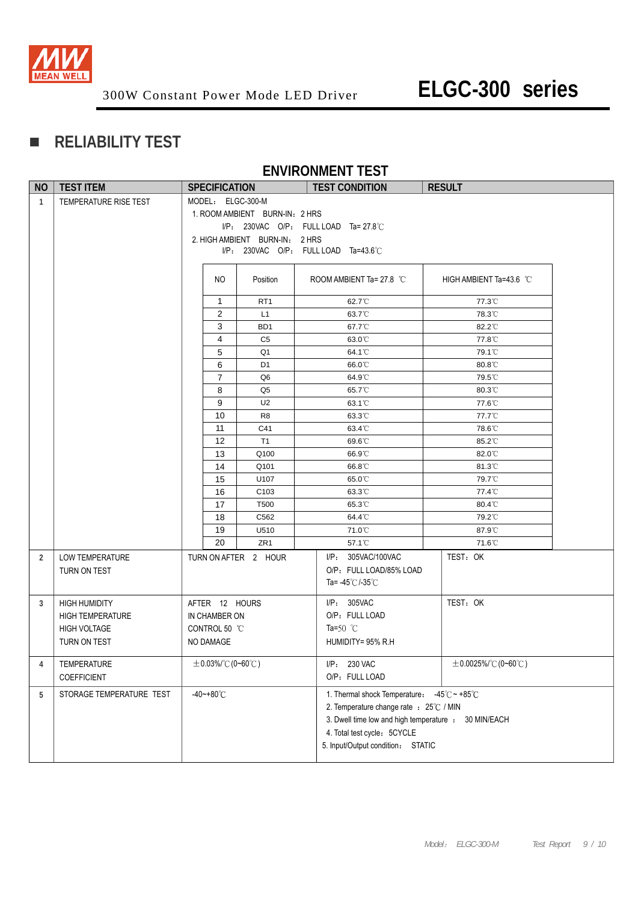## ■ RELIABILITY TEST

### ENVIRONMENT TEST

| NO | TEST ITEM | SPECIFICATION | TEST CONDITION | RESULT |
|---|---|---|---|---|
| 1 | TEMPERATURE RISE TEST | MODEL: ELGC-300-M<br>1. ROOM AMBIENT BURN-IN: 2 HRS<br>I/P: 230VAC O/P: FULL LOAD Ta= 27.8℃<br>2. HIGH AMBIENT BURN-IN: 2 HRS<br>I/P: 230VAC O/P: FULL LOAD Ta=43.6℃ | | |

| NO | Position | ROOM AMBIENT Ta= 27.8 ℃ | HIGH AMBIENT Ta=43.6 ℃ |
|---|---|---|---|
| 1 | RT1 | 62.7℃ | 77.3℃ |
| 2 | L1 | 63.7℃ | 78.3℃ |
| 3 | BD1 | 67.7℃ | 82.2℃ |
| 4 | C5 | 63.0℃ | 77.8℃ |
| 5 | Q1 | 64.1℃ | 79.1℃ |
| 6 | D1 | 66.0℃ | 80.8℃ |
| 7 | Q6 | 64.9℃ | 79.5℃ |
| 8 | Q5 | 65.7℃ | 80.3℃ |
| 9 | U2 | 63.1℃ | 77.6℃ |
| 10 | R8 | 63.3℃ | 77.7℃ |
| 11 | C41 | 63.4℃ | 78.6℃ |
| 12 | T1 | 69.6℃ | 85.2℃ |
| 13 | Q100 | 66.9℃ | 82.0℃ |
| 14 | Q101 | 66.8℃ | 81.3℃ |
| 15 | U107 | 65.0℃ | 79.7℃ |
| 16 | C103 | 63.3℃ | 77.4℃ |
| 17 | T500 | 65.3℃ | 80.4℃ |
| 18 | C562 | 64.4℃ | 79.2℃ |
| 19 | U510 | 71.0℃ | 87.9℃ |
| 20 | ZR1 | 57.1℃ | 71.6℃ |

| NO | TEST ITEM | SPECIFICATION | TEST CONDITION | RESULT |
|---|---|---|---|---|
| 2 | LOW TEMPERATURE TURN ON TEST | TURN ON AFTER 2 HOUR | I/P: 305VAC/100VAC<br>O/P: FULL LOAD/85% LOAD<br>Ta= -45℃/-35℃ | TEST: OK |
| 3 | HIGH HUMIDITY HIGH TEMPERATURE HIGH VOLTAGE TURN ON TEST | AFTER 12 HOURS IN CHAMBER ON CONTROL 50 ℃ NO DAMAGE | I/P: 305VAC<br>O/P: FULL LOAD<br>Ta=50 ℃<br>HUMIDITY= 95% R.H | TEST: OK |
| 4 | TEMPERATURE COEFFICIENT | ±0.03%/℃ (0~60℃) | I/P: 230 VAC<br>O/P: FULL LOAD | ±0.0025%/℃ (0~60℃) |
| 5 | STORAGE TEMPERATURE TEST | -40~+80℃ | 1. Thermal shock Temperature: -45℃ ~ +85℃<br>2. Temperature change rate : 25℃ / MIN<br>3. Dwell time low and high temperature : 30 MIN/EACH<br>4. Total test cycle: 5CYCLE<br>5. Input/Output condition: STATIC | |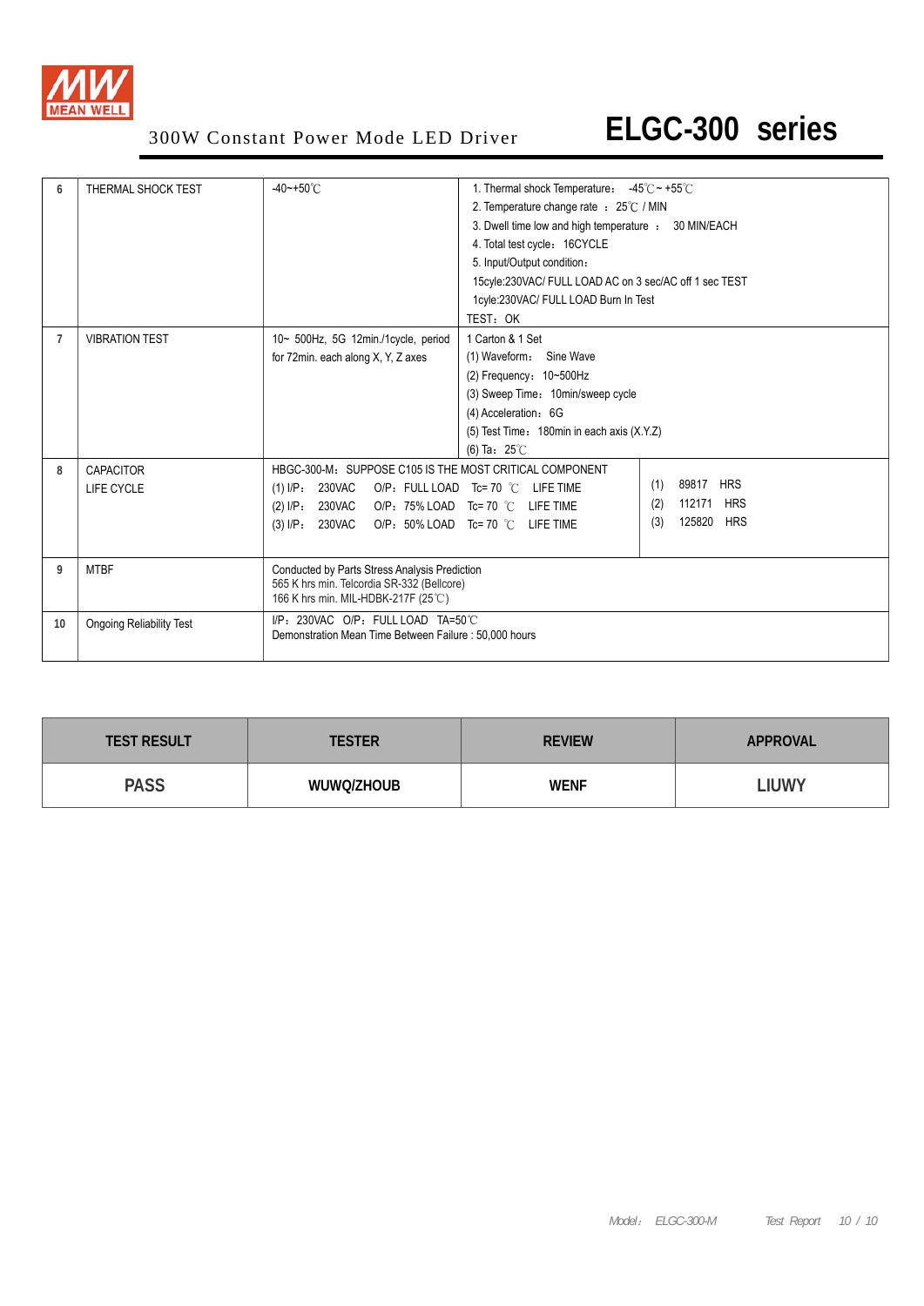| | | | |
|---|---|---|---|
| 6 | THERMAL SHOCK TEST | -40~+50℃ | 1. Thermal shock Temperature： -45℃ ~ +55℃<br>2. Temperature change rate ： 25℃ / MIN<br>3. Dwell time low and high temperature ： 30 MIN/EACH<br>4. Total test cycle：16CYCLE<br>5. Input/Output condition：<br>15cyle:230VAC/ FULL LOAD AC on 3 sec/AC off 1 sec TEST<br>1cyle:230VAC/ FULL LOAD Burn In Test<br>TEST：OK |
| 7 | VIBRATION TEST | 10~ 500Hz, 5G 12min./1cycle, period for 72min. each along X, Y, Z axes | 1 Carton & 1 Set<br>(1) Waveform： Sine Wave<br>(2) Frequency：10~500Hz<br>(3) Sweep Time：10min/sweep cycle<br>(4) Acceleration：6G<br>(5) Test Time：180min in each axis (X.Y.Z)<br>(6) Ta：25℃ |
| 8 | CAPACITOR LIFE CYCLE | HBGC-300-M：SUPPOSE C105 IS THE MOST CRITICAL COMPONENT<br>(1) I/P： 230VAC O/P：FULL LOAD Tc= 70 ℃ LIFE TIME<br>(2) I/P： 230VAC O/P：75% LOAD Tc= 70 ℃ LIFE TIME<br>(3) I/P： 230VAC O/P：50% LOAD Tc= 70 ℃ LIFE TIME | (1) 89817 HRS<br>(2) 112171 HRS<br>(3) 125820 HRS |
| 9 | MTBF | Conducted by Parts Stress Analysis Prediction<br>565 K hrs min. Telcordia SR-332 (Bellcore)<br>166 K hrs min. MIL-HDBK-217F (25℃) | |
| 10 | Ongoing Reliability Test | I/P：230VAC O/P：FULL LOAD TA=50℃<br>Demonstration Mean Time Between Failure : 50,000 hours | |

| TEST RESULT | TESTER | REVIEW | APPROVAL |
|---|---|---|---|
| PASS | WUWQ/ZHOUB | WENF | LIUWY |